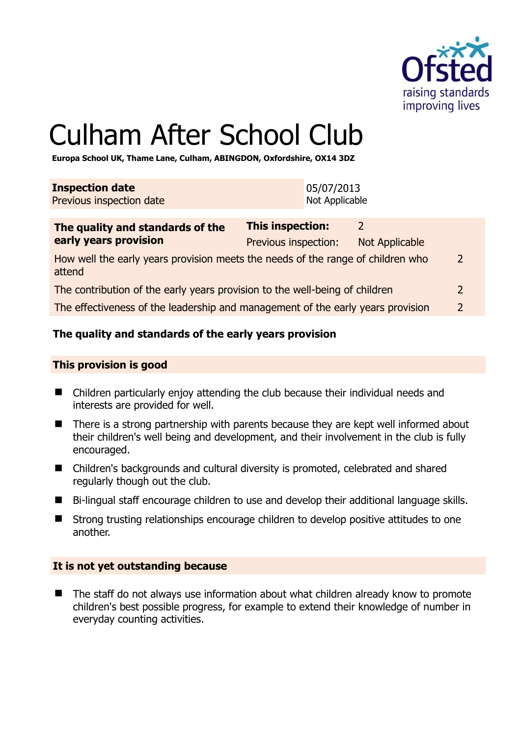# Culham After School Club

**Europa School UK, Thame Lane, Culham, ABINGDON, Oxfordshire, OX14 3DZ**

| **Inspection date** | 05/07/2013 |
|---|---|
| Previous inspection date | Not Applicable |

| **The quality and standards of the early years provision** | **This inspection:** | 2 | |
|---|---|---|---|
| | Previous inspection: | Not Applicable | |
| How well the early years provision meets the needs of the range of children who attend | | | 2 |
| The contribution of the early years provision to the well-being of children | | | 2 |
| The effectiveness of the leadership and management of the early years provision | | | 2 |

## The quality and standards of the early years provision

### This provision is good

- Children particularly enjoy attending the club because their individual needs and interests are provided for well.
- There is a strong partnership with parents because they are kept well informed about their children's well being and development, and their involvement in the club is fully encouraged.
- Children's backgrounds and cultural diversity is promoted, celebrated and shared regularly though out the club.
- Bi-lingual staff encourage children to use and develop their additional language skills.
- Strong trusting relationships encourage children to develop positive attitudes to one another.

### It is not yet outstanding because

- The staff do not always use information about what children already know to promote children's best possible progress, for example to extend their knowledge of number in everyday counting activities.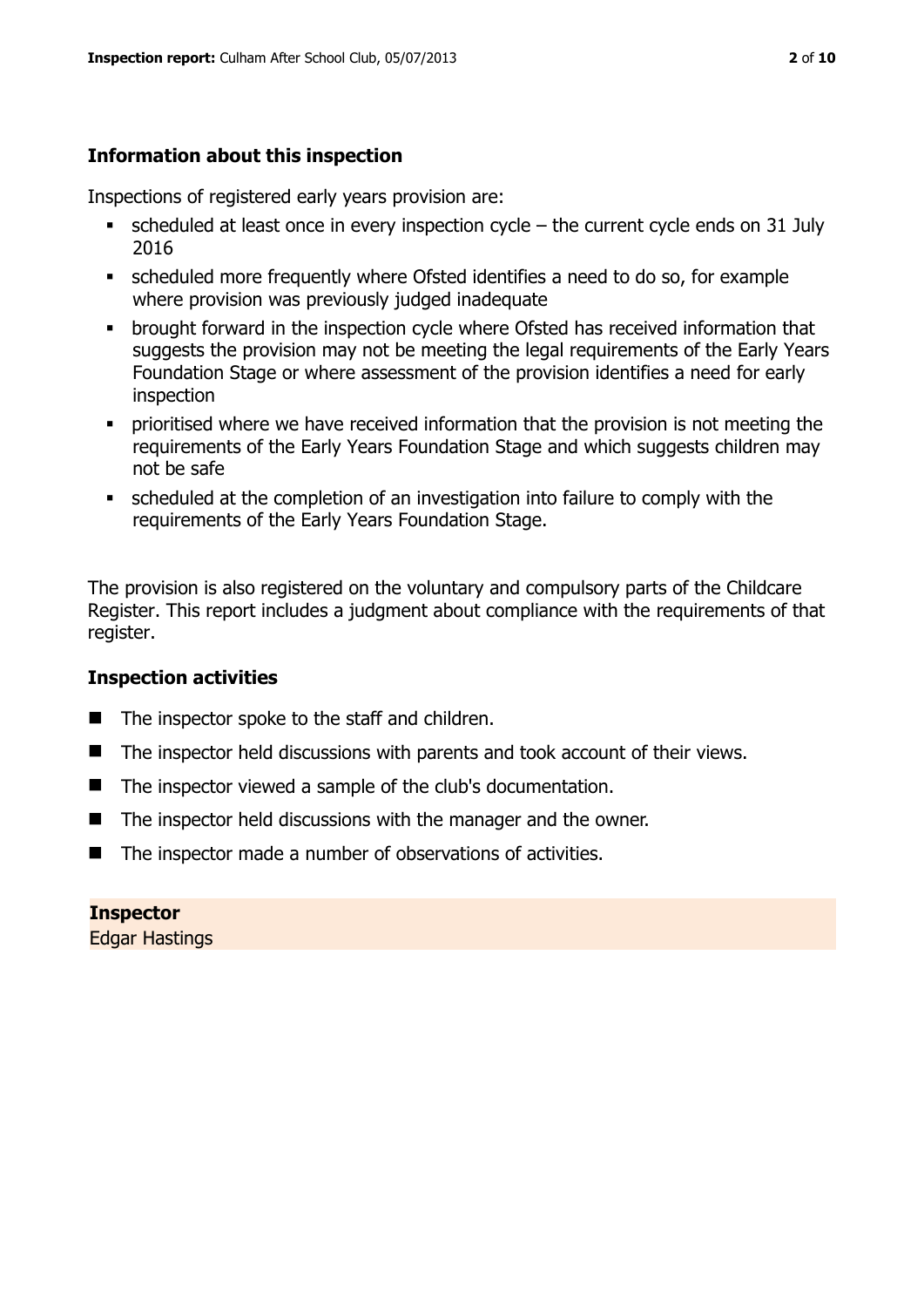### Information about this inspection

Inspections of registered early years provision are:

- scheduled at least once in every inspection cycle – the current cycle ends on 31 July 2016
- scheduled more frequently where Ofsted identifies a need to do so, for example where provision was previously judged inadequate
- brought forward in the inspection cycle where Ofsted has received information that suggests the provision may not be meeting the legal requirements of the Early Years Foundation Stage or where assessment of the provision identifies a need for early inspection
- prioritised where we have received information that the provision is not meeting the requirements of the Early Years Foundation Stage and which suggests children may not be safe
- scheduled at the completion of an investigation into failure to comply with the requirements of the Early Years Foundation Stage.

The provision is also registered on the voluntary and compulsory parts of the Childcare Register. This report includes a judgment about compliance with the requirements of that register.

### Inspection activities

- The inspector spoke to the staff and children.
- The inspector held discussions with parents and took account of their views.
- The inspector viewed a sample of the club's documentation.
- The inspector held discussions with the manager and the owner.
- The inspector made a number of observations of activities.

**Inspector**
Edgar Hastings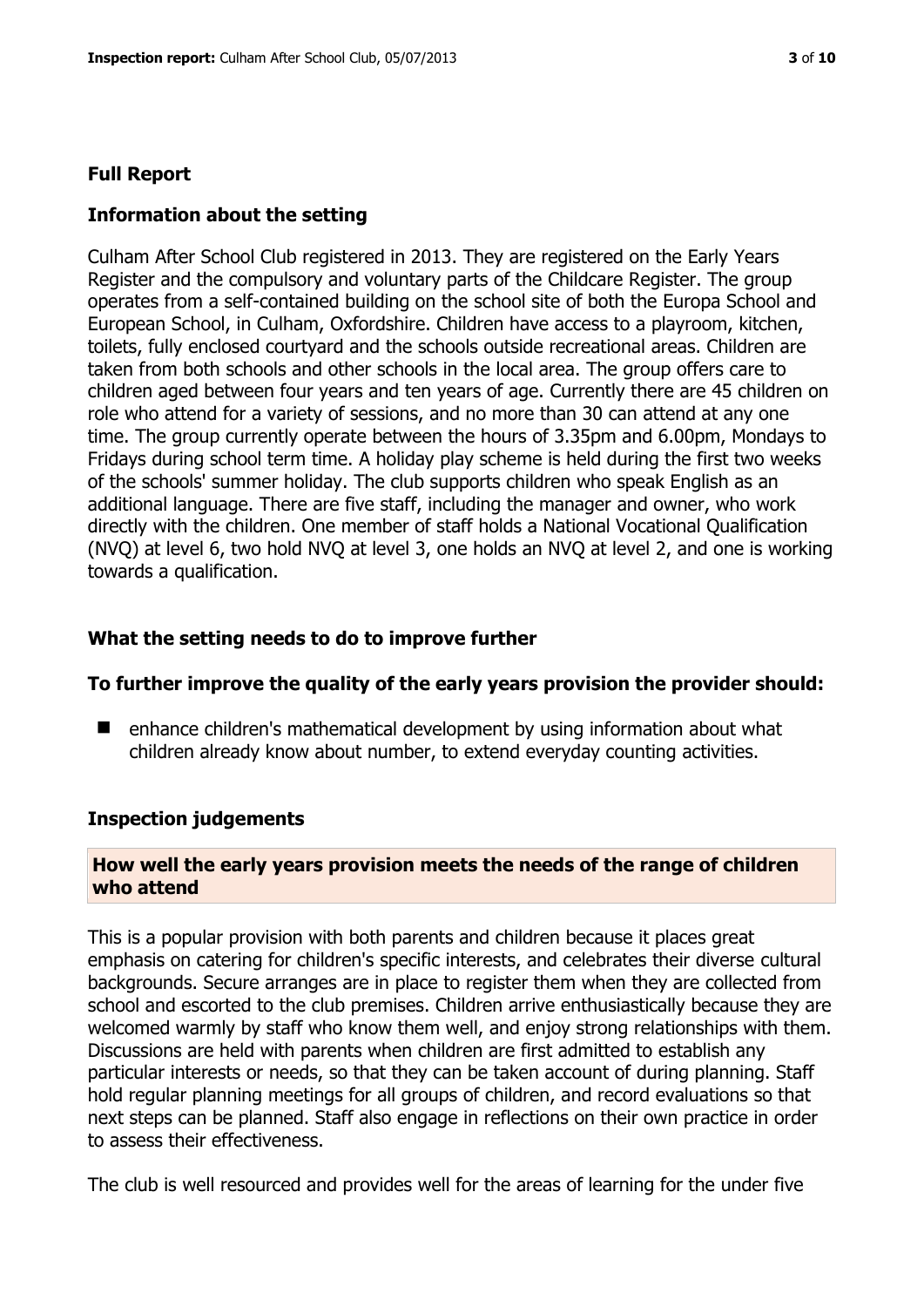## Full Report

### Information about the setting

Culham After School Club registered in 2013. They are registered on the Early Years Register and the compulsory and voluntary parts of the Childcare Register. The group operates from a self-contained building on the school site of both the Europa School and European School, in Culham, Oxfordshire. Children have access to a playroom, kitchen, toilets, fully enclosed courtyard and the schools outside recreational areas. Children are taken from both schools and other schools in the local area. The group offers care to children aged between four years and ten years of age. Currently there are 45 children on role who attend for a variety of sessions, and no more than 30 can attend at any one time. The group currently operate between the hours of 3.35pm and 6.00pm, Mondays to Fridays during school term time. A holiday play scheme is held during the first two weeks of the schools' summer holiday. The club supports children who speak English as an additional language. There are five staff, including the manager and owner, who work directly with the children. One member of staff holds a National Vocational Qualification (NVQ) at level 6, two hold NVQ at level 3, one holds an NVQ at level 2, and one is working towards a qualification.

### What the setting needs to do to improve further

**To further improve the quality of the early years provision the provider should:**

- enhance children's mathematical development by using information about what children already know about number, to extend everyday counting activities.

### Inspection judgements

**How well the early years provision meets the needs of the range of children who attend**

This is a popular provision with both parents and children because it places great emphasis on catering for children's specific interests, and celebrates their diverse cultural backgrounds. Secure arranges are in place to register them when they are collected from school and escorted to the club premises. Children arrive enthusiastically because they are welcomed warmly by staff who know them well, and enjoy strong relationships with them. Discussions are held with parents when children are first admitted to establish any particular interests or needs, so that they can be taken account of during planning. Staff hold regular planning meetings for all groups of children, and record evaluations so that next steps can be planned. Staff also engage in reflections on their own practice in order to assess their effectiveness.

The club is well resourced and provides well for the areas of learning for the under five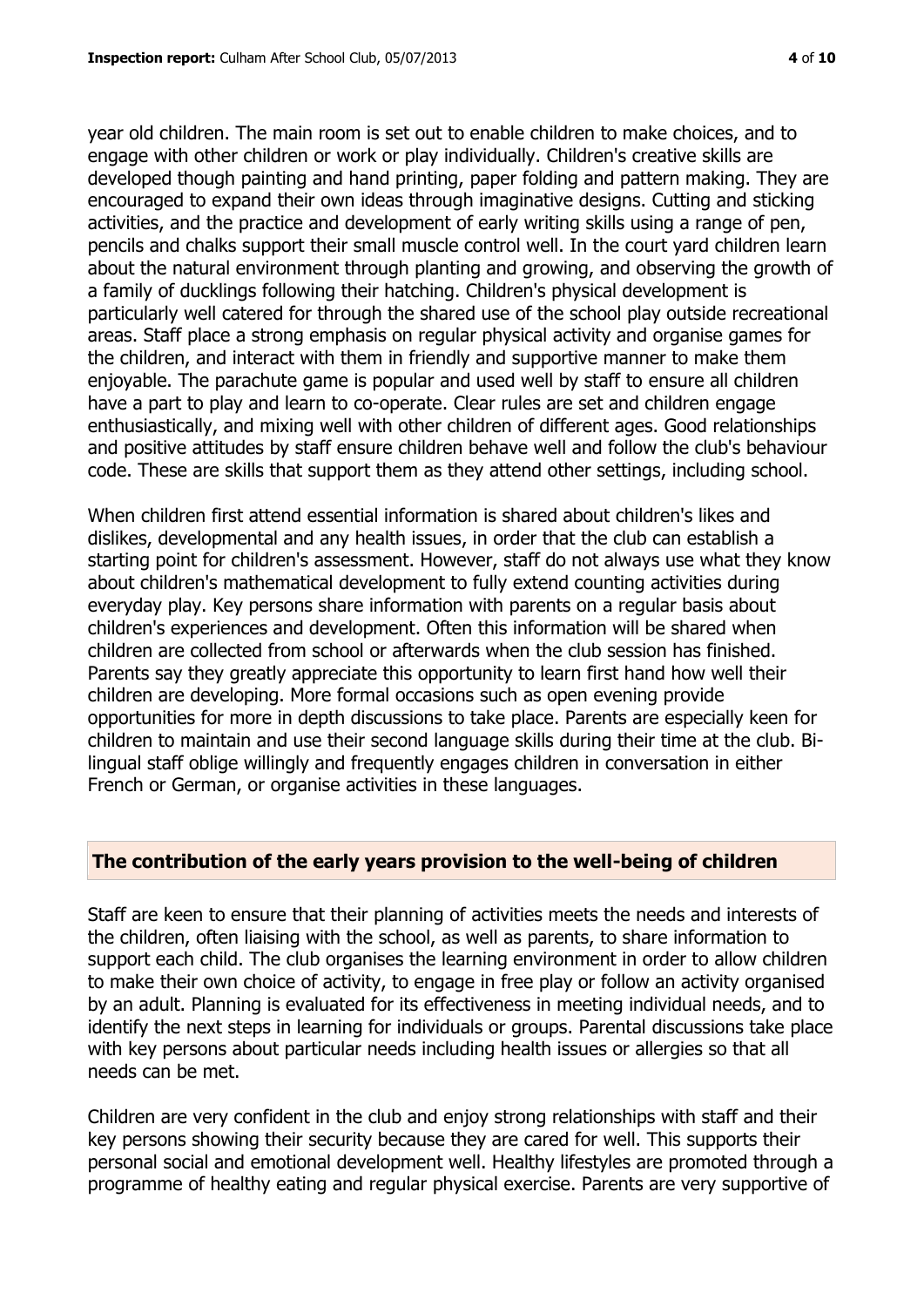year old children. The main room is set out to enable children to make choices, and to engage with other children or work or play individually. Children's creative skills are developed though painting and hand printing, paper folding and pattern making. They are encouraged to expand their own ideas through imaginative designs. Cutting and sticking activities, and the practice and development of early writing skills using a range of pen, pencils and chalks support their small muscle control well. In the court yard children learn about the natural environment through planting and growing, and observing the growth of a family of ducklings following their hatching. Children's physical development is particularly well catered for through the shared use of the school play outside recreational areas. Staff place a strong emphasis on regular physical activity and organise games for the children, and interact with them in friendly and supportive manner to make them enjoyable. The parachute game is popular and used well by staff to ensure all children have a part to play and learn to co-operate. Clear rules are set and children engage enthusiastically, and mixing well with other children of different ages. Good relationships and positive attitudes by staff ensure children behave well and follow the club's behaviour code. These are skills that support them as they attend other settings, including school.

When children first attend essential information is shared about children's likes and dislikes, developmental and any health issues, in order that the club can establish a starting point for children's assessment. However, staff do not always use what they know about children's mathematical development to fully extend counting activities during everyday play. Key persons share information with parents on a regular basis about children's experiences and development. Often this information will be shared when children are collected from school or afterwards when the club session has finished. Parents say they greatly appreciate this opportunity to learn first hand how well their children are developing. More formal occasions such as open evening provide opportunities for more in depth discussions to take place. Parents are especially keen for children to maintain and use their second language skills during their time at the club. Bi-lingual staff oblige willingly and frequently engages children in conversation in either French or German, or organise activities in these languages.

## The contribution of the early years provision to the well-being of children

Staff are keen to ensure that their planning of activities meets the needs and interests of the children, often liaising with the school, as well as parents, to share information to support each child. The club organises the learning environment in order to allow children to make their own choice of activity, to engage in free play or follow an activity organised by an adult. Planning is evaluated for its effectiveness in meeting individual needs, and to identify the next steps in learning for individuals or groups. Parental discussions take place with key persons about particular needs including health issues or allergies so that all needs can be met.

Children are very confident in the club and enjoy strong relationships with staff and their key persons showing their security because they are cared for well. This supports their personal social and emotional development well. Healthy lifestyles are promoted through a programme of healthy eating and regular physical exercise. Parents are very supportive of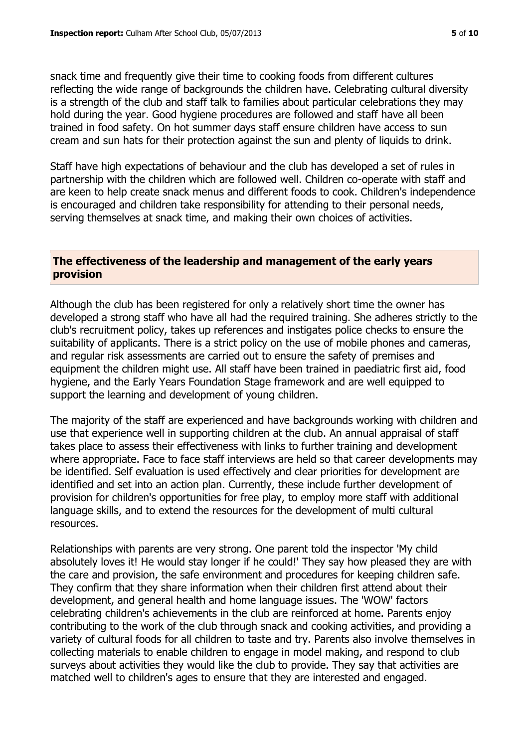snack time and frequently give their time to cooking foods from different cultures reflecting the wide range of backgrounds the children have. Celebrating cultural diversity is a strength of the club and staff talk to families about particular celebrations they may hold during the year. Good hygiene procedures are followed and staff have all been trained in food safety. On hot summer days staff ensure children have access to sun cream and sun hats for their protection against the sun and plenty of liquids to drink.

Staff have high expectations of behaviour and the club has developed a set of rules in partnership with the children which are followed well. Children co-operate with staff and are keen to help create snack menus and different foods to cook. Children's independence is encouraged and children take responsibility for attending to their personal needs, serving themselves at snack time, and making their own choices of activities.

## The effectiveness of the leadership and management of the early years provision

Although the club has been registered for only a relatively short time the owner has developed a strong staff who have all had the required training. She adheres strictly to the club's recruitment policy, takes up references and instigates police checks to ensure the suitability of applicants. There is a strict policy on the use of mobile phones and cameras, and regular risk assessments are carried out to ensure the safety of premises and equipment the children might use. All staff have been trained in paediatric first aid, food hygiene, and the Early Years Foundation Stage framework and are well equipped to support the learning and development of young children.

The majority of the staff are experienced and have backgrounds working with children and use that experience well in supporting children at the club. An annual appraisal of staff takes place to assess their effectiveness with links to further training and development where appropriate. Face to face staff interviews are held so that career developments may be identified. Self evaluation is used effectively and clear priorities for development are identified and set into an action plan. Currently, these include further development of provision for children's opportunities for free play, to employ more staff with additional language skills, and to extend the resources for the development of multi cultural resources.

Relationships with parents are very strong. One parent told the inspector 'My child absolutely loves it! He would stay longer if he could!' They say how pleased they are with the care and provision, the safe environment and procedures for keeping children safe. They confirm that they share information when their children first attend about their development, and general health and home language issues. The 'WOW' factors celebrating children's achievements in the club are reinforced at home. Parents enjoy contributing to the work of the club through snack and cooking activities, and providing a variety of cultural foods for all children to taste and try. Parents also involve themselves in collecting materials to enable children to engage in model making, and respond to club surveys about activities they would like the club to provide. They say that activities are matched well to children's ages to ensure that they are interested and engaged.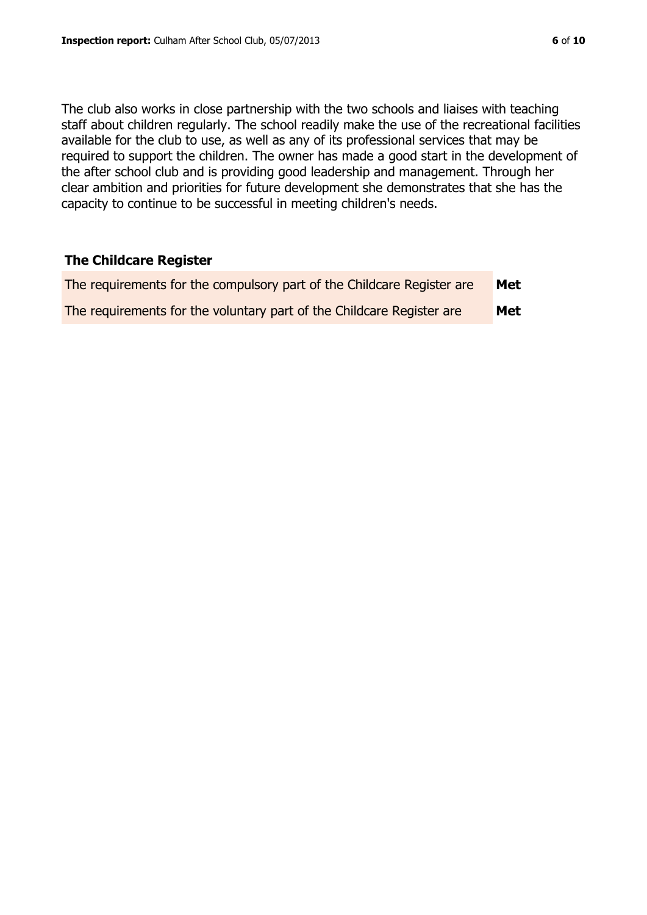The club also works in close partnership with the two schools and liaises with teaching staff about children regularly. The school readily make the use of the recreational facilities available for the club to use, as well as any of its professional services that may be required to support the children. The owner has made a good start in the development of the after school club and is providing good leadership and management. Through her clear ambition and priorities for future development she demonstrates that she has the capacity to continue to be successful in meeting children's needs.

## The Childcare Register

| | |
|---|---|
| The requirements for the compulsory part of the Childcare Register are | **Met** |
| The requirements for the voluntary part of the Childcare Register are | **Met** |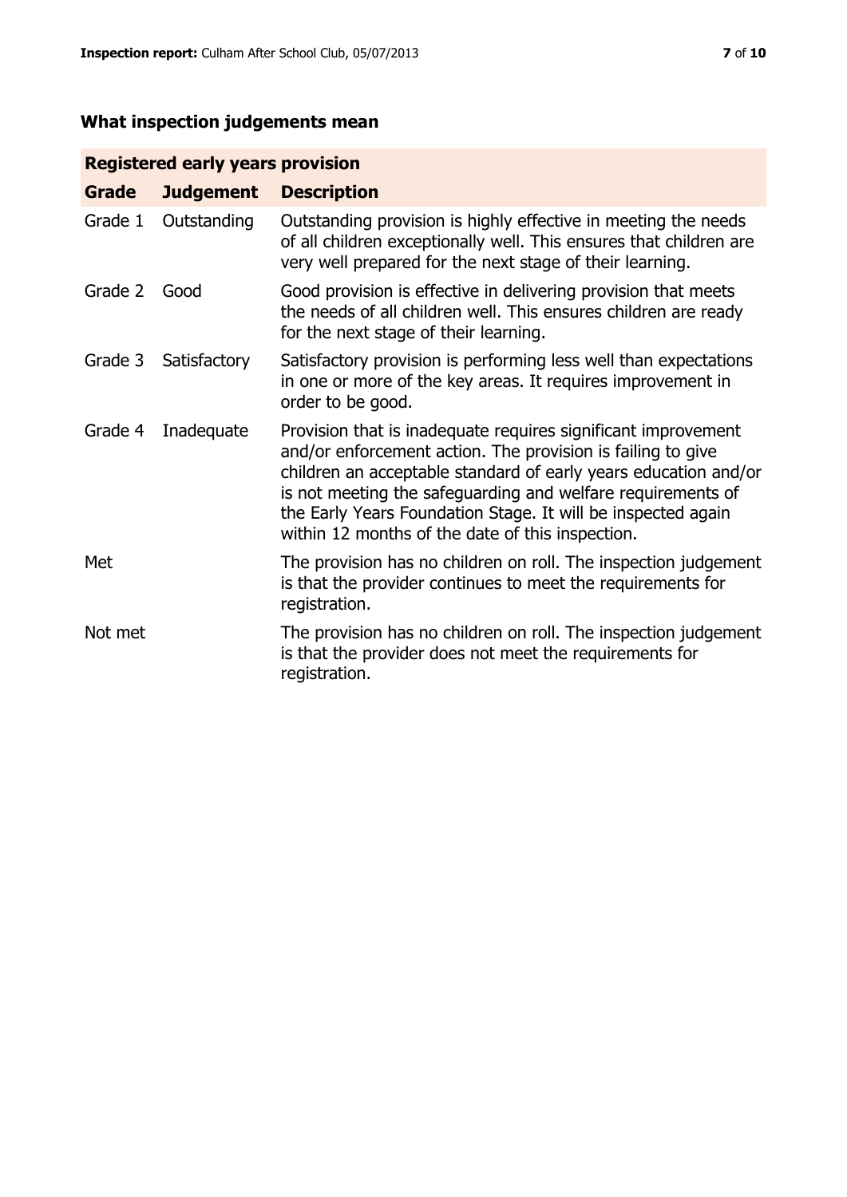## What inspection judgements mean

| Registered early years provision | | |
|---|---|---|
| **Grade** | **Judgement** | **Description** |
| Grade 1 | Outstanding | Outstanding provision is highly effective in meeting the needs of all children exceptionally well. This ensures that children are very well prepared for the next stage of their learning. |
| Grade 2 | Good | Good provision is effective in delivering provision that meets the needs of all children well. This ensures children are ready for the next stage of their learning. |
| Grade 3 | Satisfactory | Satisfactory provision is performing less well than expectations in one or more of the key areas. It requires improvement in order to be good. |
| Grade 4 | Inadequate | Provision that is inadequate requires significant improvement and/or enforcement action. The provision is failing to give children an acceptable standard of early years education and/or is not meeting the safeguarding and welfare requirements of the Early Years Foundation Stage. It will be inspected again within 12 months of the date of this inspection. |
| Met | | The provision has no children on roll. The inspection judgement is that the provider continues to meet the requirements for registration. |
| Not met | | The provision has no children on roll. The inspection judgement is that the provider does not meet the requirements for registration. |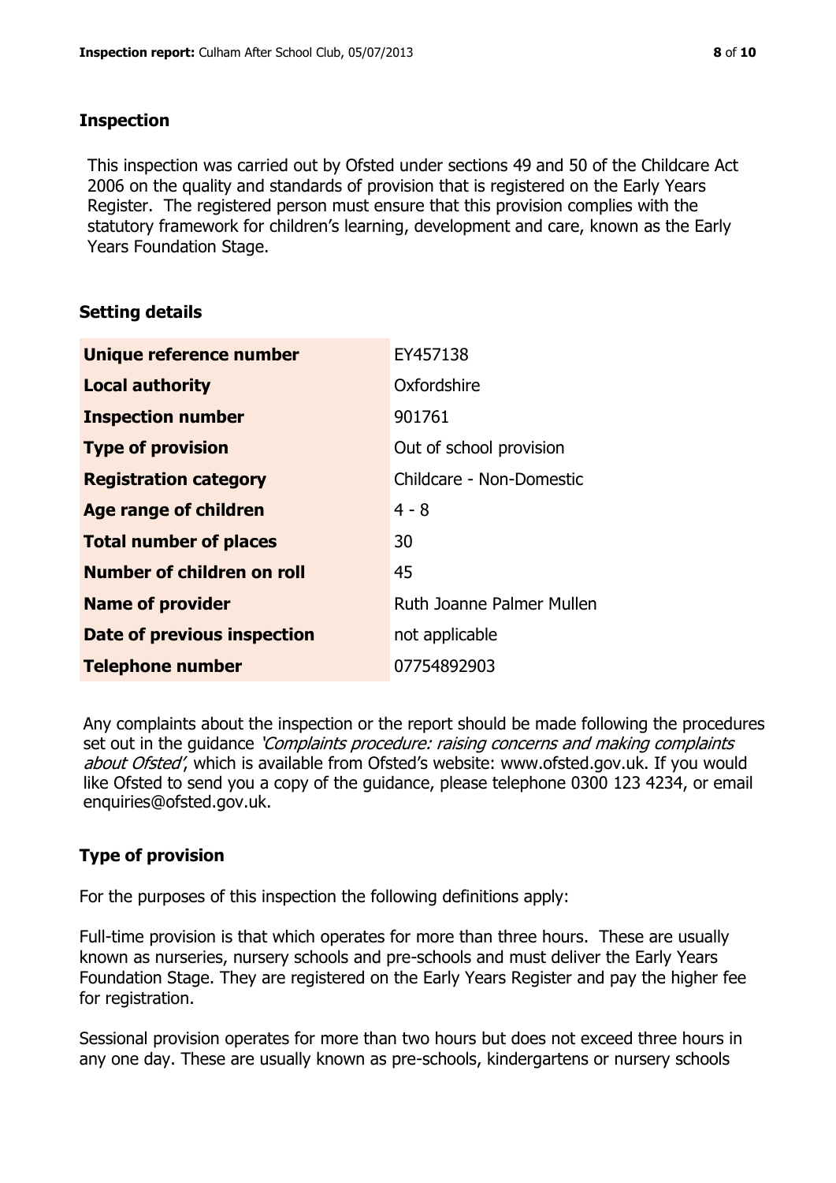## Inspection

This inspection was carried out by Ofsted under sections 49 and 50 of the Childcare Act 2006 on the quality and standards of provision that is registered on the Early Years Register. The registered person must ensure that this provision complies with the statutory framework for children's learning, development and care, known as the Early Years Foundation Stage.

## Setting details

| | |
|---|---|
| **Unique reference number** | EY457138 |
| **Local authority** | Oxfordshire |
| **Inspection number** | 901761 |
| **Type of provision** | Out of school provision |
| **Registration category** | Childcare - Non-Domestic |
| **Age range of children** | 4 - 8 |
| **Total number of places** | 30 |
| **Number of children on roll** | 45 |
| **Name of provider** | Ruth Joanne Palmer Mullen |
| **Date of previous inspection** | not applicable |
| **Telephone number** | 07754892903 |

Any complaints about the inspection or the report should be made following the procedures set out in the guidance *'Complaints procedure: raising concerns and making complaints about Ofsted'*, which is available from Ofsted's website: www.ofsted.gov.uk. If you would like Ofsted to send you a copy of the guidance, please telephone 0300 123 4234, or email enquiries@ofsted.gov.uk.

## Type of provision

For the purposes of this inspection the following definitions apply:

Full-time provision is that which operates for more than three hours. These are usually known as nurseries, nursery schools and pre-schools and must deliver the Early Years Foundation Stage. They are registered on the Early Years Register and pay the higher fee for registration.

Sessional provision operates for more than two hours but does not exceed three hours in any one day. These are usually known as pre-schools, kindergartens or nursery schools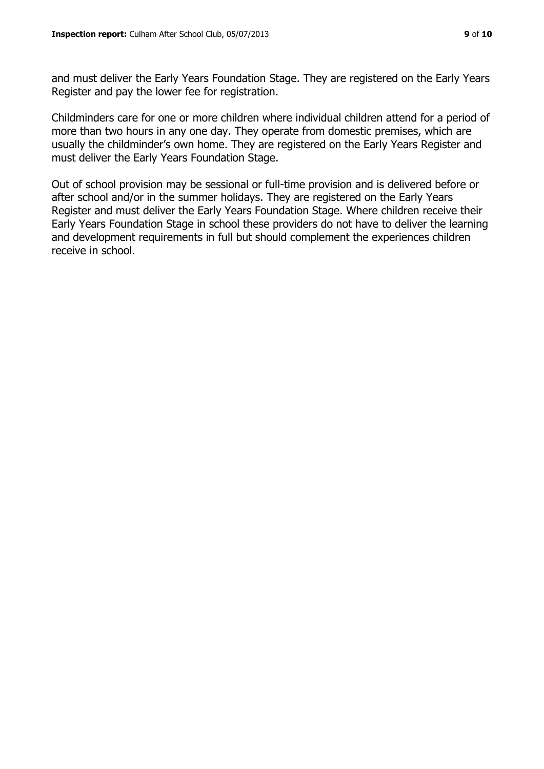and must deliver the Early Years Foundation Stage. They are registered on the Early Years Register and pay the lower fee for registration.

Childminders care for one or more children where individual children attend for a period of more than two hours in any one day. They operate from domestic premises, which are usually the childminder's own home. They are registered on the Early Years Register and must deliver the Early Years Foundation Stage.

Out of school provision may be sessional or full-time provision and is delivered before or after school and/or in the summer holidays. They are registered on the Early Years Register and must deliver the Early Years Foundation Stage. Where children receive their Early Years Foundation Stage in school these providers do not have to deliver the learning and development requirements in full but should complement the experiences children receive in school.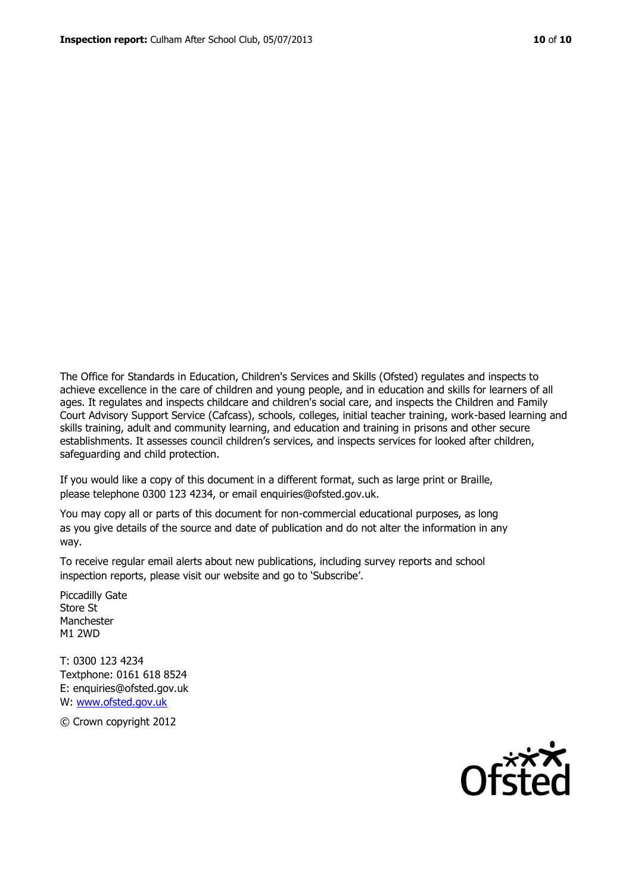The Office for Standards in Education, Children's Services and Skills (Ofsted) regulates and inspects to achieve excellence in the care of children and young people, and in education and skills for learners of all ages. It regulates and inspects childcare and children's social care, and inspects the Children and Family Court Advisory Support Service (Cafcass), schools, colleges, initial teacher training, work-based learning and skills training, adult and community learning, and education and training in prisons and other secure establishments. It assesses council children's services, and inspects services for looked after children, safeguarding and child protection.

If you would like a copy of this document in a different format, such as large print or Braille, please telephone 0300 123 4234, or email enquiries@ofsted.gov.uk.

You may copy all or parts of this document for non-commercial educational purposes, as long as you give details of the source and date of publication and do not alter the information in any way.

To receive regular email alerts about new publications, including survey reports and school inspection reports, please visit our website and go to 'Subscribe'.

Piccadilly Gate
Store St
Manchester
M1 2WD

T: 0300 123 4234
Textphone: 0161 618 8524
E: enquiries@ofsted.gov.uk
W: www.ofsted.gov.uk

© Crown copyright 2012